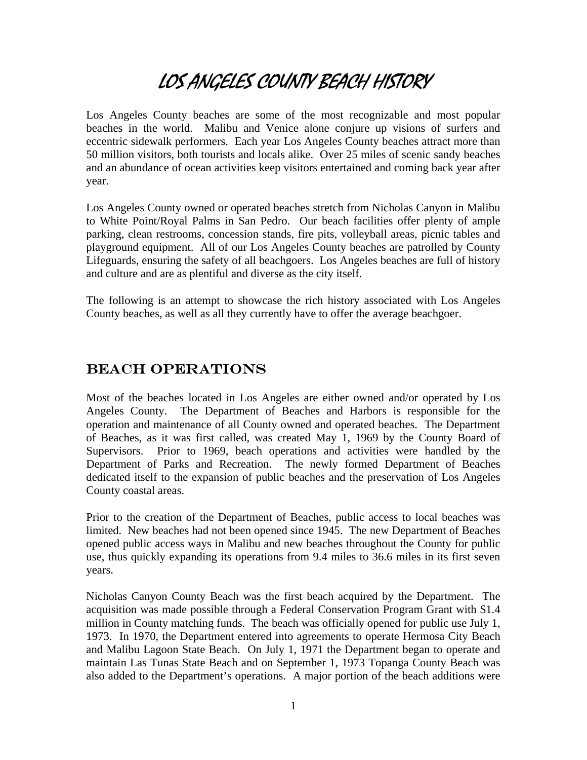# LOS ANGELES COUNTY BEACH HISTORY

Los Angeles County beaches are some of the most recognizable and most popular beaches in the world. Malibu and Venice alone conjure up visions of surfers and eccentric sidewalk performers. Each year Los Angeles County beaches attract more than 50 million visitors, both tourists and locals alike. Over 25 miles of scenic sandy beaches and an abundance of ocean activities keep visitors entertained and coming back year after year.

Los Angeles County owned or operated beaches stretch from Nicholas Canyon in Malibu to White Point/Royal Palms in San Pedro. Our beach facilities offer plenty of ample parking, clean restrooms, concession stands, fire pits, volleyball areas, picnic tables and playground equipment. All of our Los Angeles County beaches are patrolled by County Lifeguards, ensuring the safety of all beachgoers. Los Angeles beaches are full of history and culture and are as plentiful and diverse as the city itself.

The following is an attempt to showcase the rich history associated with Los Angeles County beaches, as well as all they currently have to offer the average beachgoer.

## BEACH OPERATIONS

Most of the beaches located in Los Angeles are either owned and/or operated by Los Angeles County. The Department of Beaches and Harbors is responsible for the operation and maintenance of all County owned and operated beaches. The Department of Beaches, as it was first called, was created May 1, 1969 by the County Board of Supervisors. Prior to 1969, beach operations and activities were handled by the Department of Parks and Recreation. The newly formed Department of Beaches dedicated itself to the expansion of public beaches and the preservation of Los Angeles County coastal areas.

Prior to the creation of the Department of Beaches, public access to local beaches was limited. New beaches had not been opened since 1945. The new Department of Beaches opened public access ways in Malibu and new beaches throughout the County for public use, thus quickly expanding its operations from 9.4 miles to 36.6 miles in its first seven years.

Nicholas Canyon County Beach was the first beach acquired by the Department. The acquisition was made possible through a Federal Conservation Program Grant with $1.4 million in County matching funds. The beach was officially opened for public use July 1, 1973. In 1970, the Department entered into agreements to operate Hermosa City Beach and Malibu Lagoon State Beach. On July 1, 1971 the Department began to operate and maintain Las Tunas State Beach and on September 1, 1973 Topanga County Beach was also added to the Department's operations. A major portion of the beach additions were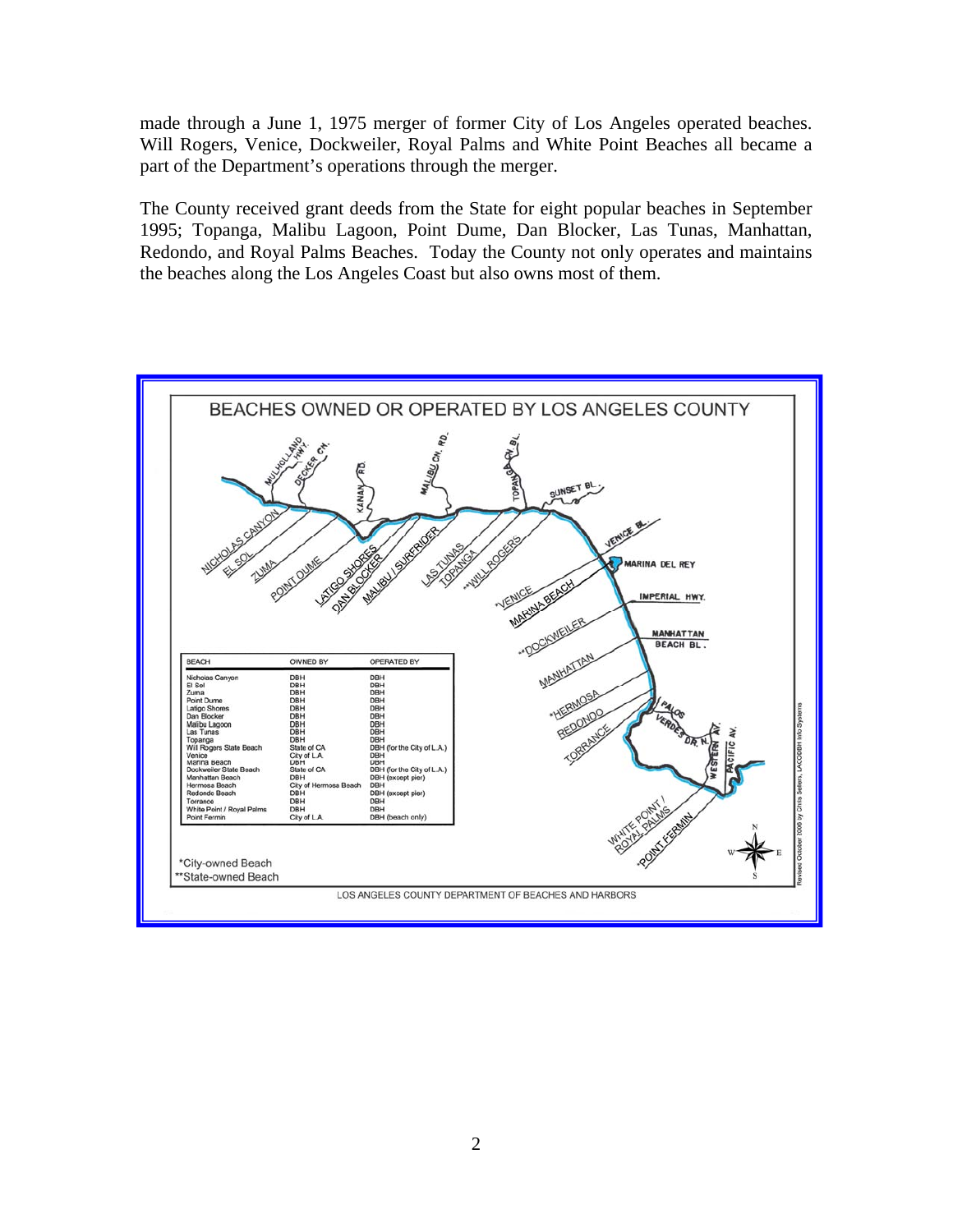made through a June 1, 1975 merger of former City of Los Angeles operated beaches. Will Rogers, Venice, Dockweiler, Royal Palms and White Point Beaches all became a part of the Department's operations through the merger.

The County received grant deeds from the State for eight popular beaches in September 1995; Topanga, Malibu Lagoon, Point Dume, Dan Blocker, Las Tunas, Manhattan, Redondo, and Royal Palms Beaches. Today the County not only operates and maintains the beaches along the Los Angeles Coast but also owns most of them.

## BEACHES OWNED OR OPERATED BY LOS ANGELES COUNTY

| BEACH | OWNED BY | OPERATED BY |
|---|---|---|
| Nicholas Canyon | DBH | DBH |
| El Sol | DBH | DBH |
| Zuma | DBH | DBH |
| Point Dume | DBH | DBH |
| Latigo Shores | DBH | DBH |
| Dan Blocker | DBH | DBH |
| Malibu Lagoon | DBH | DBH |
| Las Tunas | DBH | DBH |
| Topanga | DBH | DBH |
| Will Rogers State Beach | State of CA | DBH (for the City of L.A.) |
| Venice | City of L.A. | DBH |
| Marina Beach | DBH | DBH |
| Dockweiler State Beach | State of CA | DBH (for the City of L.A.) |
| Manhattan Beach | DBH | DBH (except pier) |
| Hermosa Beach | City of Hermosa Beach | DBH |
| Redondo Beach | DBH | DBH (except pier) |
| Torrance | DBH | DBH |
| White Point / Royal Palms | DBH | DBH |
| Point Fermin | City of L.A. | DBH (beach only) |

*City-owned Beach
**State-owned Beach

LOS ANGELES COUNTY DEPARTMENT OF BEACHES AND HARBORS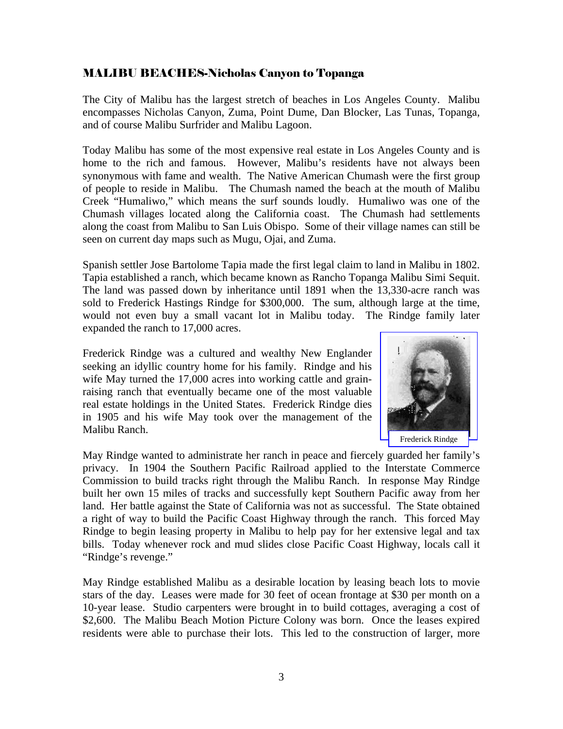## MALIBU BEACHES-Nicholas Canyon to Topanga

The City of Malibu has the largest stretch of beaches in Los Angeles County. Malibu encompasses Nicholas Canyon, Zuma, Point Dume, Dan Blocker, Las Tunas, Topanga, and of course Malibu Surfrider and Malibu Lagoon.

Today Malibu has some of the most expensive real estate in Los Angeles County and is home to the rich and famous. However, Malibu's residents have not always been synonymous with fame and wealth. The Native American Chumash were the first group of people to reside in Malibu. The Chumash named the beach at the mouth of Malibu Creek "Humaliwo," which means the surf sounds loudly. Humaliwo was one of the Chumash villages located along the California coast. The Chumash had settlements along the coast from Malibu to San Luis Obispo. Some of their village names can still be seen on current day maps such as Mugu, Ojai, and Zuma.

Spanish settler Jose Bartolome Tapia made the first legal claim to land in Malibu in 1802. Tapia established a ranch, which became known as Rancho Topanga Malibu Simi Sequit. The land was passed down by inheritance until 1891 when the 13,330-acre ranch was sold to Frederick Hastings Rindge for $300,000. The sum, although large at the time, would not even buy a small vacant lot in Malibu today. The Rindge family later expanded the ranch to 17,000 acres.

Frederick Rindge was a cultured and wealthy New Englander seeking an idyllic country home for his family. Rindge and his wife May turned the 17,000 acres into working cattle and grain-raising ranch that eventually became one of the most valuable real estate holdings in the United States. Frederick Rindge dies in 1905 and his wife May took over the management of the Malibu Ranch.

Frederick Rindge

May Rindge wanted to administrate her ranch in peace and fiercely guarded her family's privacy. In 1904 the Southern Pacific Railroad applied to the Interstate Commerce Commission to build tracks right through the Malibu Ranch. In response May Rindge built her own 15 miles of tracks and successfully kept Southern Pacific away from her land. Her battle against the State of California was not as successful. The State obtained a right of way to build the Pacific Coast Highway through the ranch. This forced May Rindge to begin leasing property in Malibu to help pay for her extensive legal and tax bills. Today whenever rock and mud slides close Pacific Coast Highway, locals call it "Rindge's revenge."

May Rindge established Malibu as a desirable location by leasing beach lots to movie stars of the day. Leases were made for 30 feet of ocean frontage at $30 per month on a 10-year lease. Studio carpenters were brought in to build cottages, averaging a cost of $2,600. The Malibu Beach Motion Picture Colony was born. Once the leases expired residents were able to purchase their lots. This led to the construction of larger, more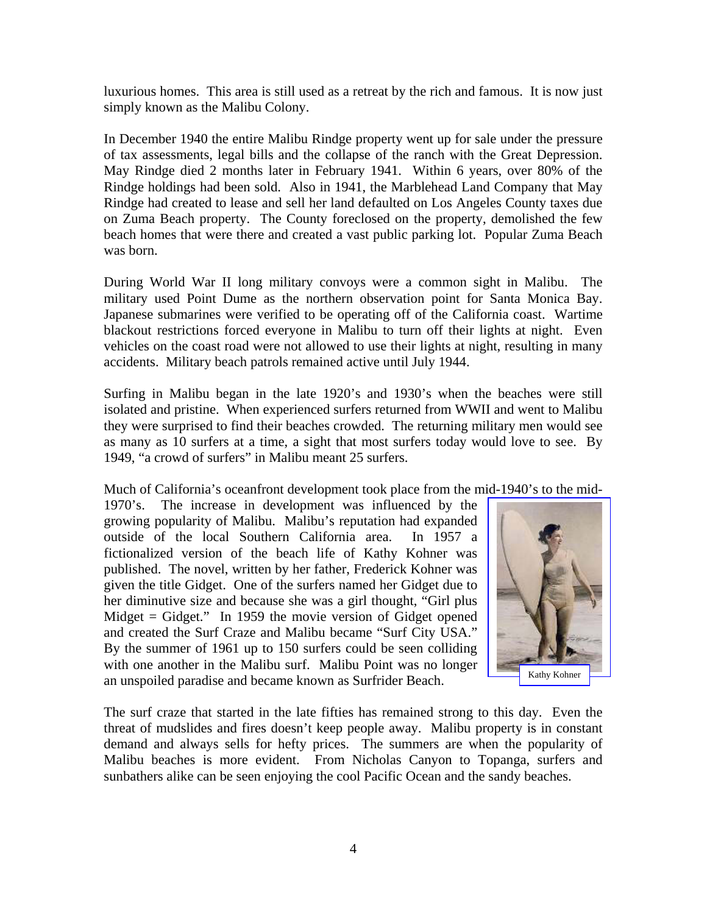luxurious homes. This area is still used as a retreat by the rich and famous. It is now just simply known as the Malibu Colony.

In December 1940 the entire Malibu Rindge property went up for sale under the pressure of tax assessments, legal bills and the collapse of the ranch with the Great Depression. May Rindge died 2 months later in February 1941. Within 6 years, over 80% of the Rindge holdings had been sold. Also in 1941, the Marblehead Land Company that May Rindge had created to lease and sell her land defaulted on Los Angeles County taxes due on Zuma Beach property. The County foreclosed on the property, demolished the few beach homes that were there and created a vast public parking lot. Popular Zuma Beach was born.

During World War II long military convoys were a common sight in Malibu. The military used Point Dume as the northern observation point for Santa Monica Bay. Japanese submarines were verified to be operating off of the California coast. Wartime blackout restrictions forced everyone in Malibu to turn off their lights at night. Even vehicles on the coast road were not allowed to use their lights at night, resulting in many accidents. Military beach patrols remained active until July 1944.

Surfing in Malibu began in the late 1920's and 1930's when the beaches were still isolated and pristine. When experienced surfers returned from WWII and went to Malibu they were surprised to find their beaches crowded. The returning military men would see as many as 10 surfers at a time, a sight that most surfers today would love to see. By 1949, "a crowd of surfers" in Malibu meant 25 surfers.

Much of California's oceanfront development took place from the mid-1940's to the mid-1970's. The increase in development was influenced by the growing popularity of Malibu. Malibu's reputation had expanded outside of the local Southern California area. In 1957 a fictionalized version of the beach life of Kathy Kohner was published. The novel, written by her father, Frederick Kohner was given the title Gidget. One of the surfers named her Gidget due to her diminutive size and because she was a girl thought, "Girl plus Midget = Gidget." In 1959 the movie version of Gidget opened and created the Surf Craze and Malibu became "Surf City USA." By the summer of 1961 up to 150 surfers could be seen colliding with one another in the Malibu surf. Malibu Point was no longer an unspoiled paradise and became known as Surfrider Beach.

Kathy Kohner

The surf craze that started in the late fifties has remained strong to this day. Even the threat of mudslides and fires doesn't keep people away. Malibu property is in constant demand and always sells for hefty prices. The summers are when the popularity of Malibu beaches is more evident. From Nicholas Canyon to Topanga, surfers and sunbathers alike can be seen enjoying the cool Pacific Ocean and the sandy beaches.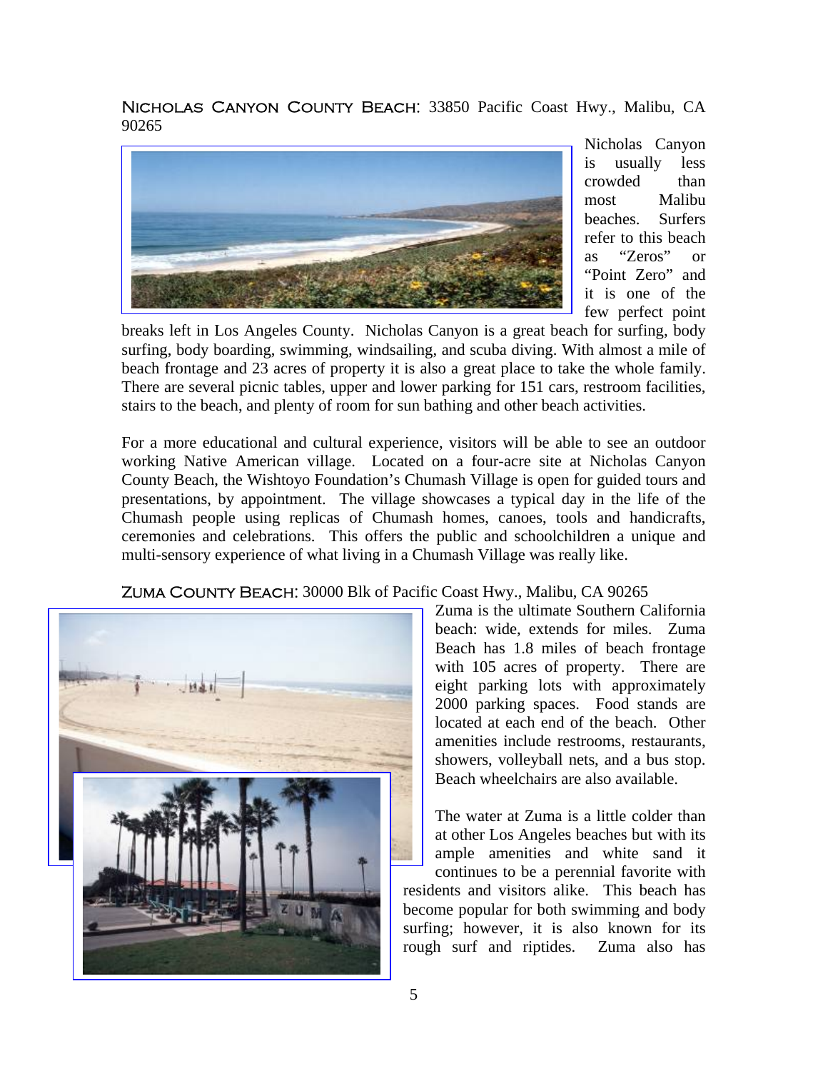**NICHOLAS CANYON COUNTY BEACH**: 33850 Pacific Coast Hwy., Malibu, CA 90265

Nicholas Canyon is usually less crowded than most Malibu beaches. Surfers refer to this beach as "Zeros" or "Point Zero" and it is one of the few perfect point breaks left in Los Angeles County. Nicholas Canyon is a great beach for surfing, body surfing, body boarding, swimming, windsailing, and scuba diving. With almost a mile of beach frontage and 23 acres of property it is also a great place to take the whole family. There are several picnic tables, upper and lower parking for 151 cars, restroom facilities, stairs to the beach, and plenty of room for sun bathing and other beach activities.

For a more educational and cultural experience, visitors will be able to see an outdoor working Native American village. Located on a four-acre site at Nicholas Canyon County Beach, the Wishtoyo Foundation's Chumash Village is open for guided tours and presentations, by appointment. The village showcases a typical day in the life of the Chumash people using replicas of Chumash homes, canoes, tools and handicrafts, ceremonies and celebrations. This offers the public and schoolchildren a unique and multi-sensory experience of what living in a Chumash Village was really like.

**ZUMA COUNTY BEACH**: 30000 Blk of Pacific Coast Hwy., Malibu, CA 90265

Zuma is the ultimate Southern California beach: wide, extends for miles. Zuma Beach has 1.8 miles of beach frontage with 105 acres of property. There are eight parking lots with approximately 2000 parking spaces. Food stands are located at each end of the beach. Other amenities include restrooms, restaurants, showers, volleyball nets, and a bus stop. Beach wheelchairs are also available.

The water at Zuma is a little colder than at other Los Angeles beaches but with its ample amenities and white sand it continues to be a perennial favorite with residents and visitors alike. This beach has become popular for both swimming and body surfing; however, it is also known for its rough surf and riptides. Zuma also has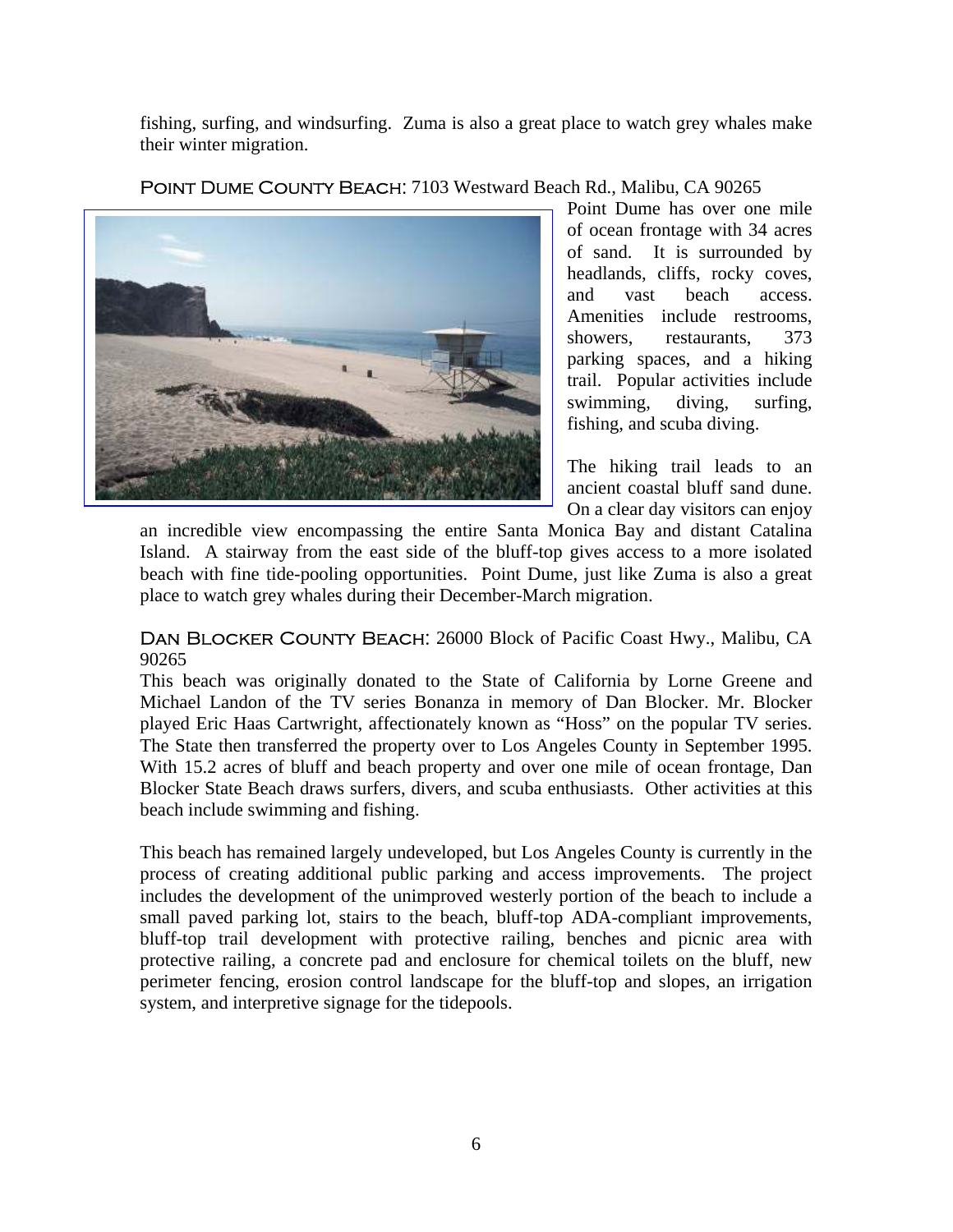fishing, surfing, and windsurfing. Zuma is also a great place to watch grey whales make their winter migration.

**POINT DUME COUNTY BEACH**: 7103 Westward Beach Rd., Malibu, CA 90265

Point Dume has over one mile of ocean frontage with 34 acres of sand. It is surrounded by headlands, cliffs, rocky coves, and vast beach access. Amenities include restrooms, showers, restaurants, 373 parking spaces, and a hiking trail. Popular activities include swimming, diving, surfing, fishing, and scuba diving.

The hiking trail leads to an ancient coastal bluff sand dune. On a clear day visitors can enjoy an incredible view encompassing the entire Santa Monica Bay and distant Catalina Island. A stairway from the east side of the bluff-top gives access to a more isolated beach with fine tide-pooling opportunities. Point Dume, just like Zuma is also a great place to watch grey whales during their December-March migration.

**DAN BLOCKER COUNTY BEACH**: 26000 Block of Pacific Coast Hwy., Malibu, CA 90265

This beach was originally donated to the State of California by Lorne Greene and Michael Landon of the TV series Bonanza in memory of Dan Blocker. Mr. Blocker played Eric Haas Cartwright, affectionately known as "Hoss" on the popular TV series. The State then transferred the property over to Los Angeles County in September 1995. With 15.2 acres of bluff and beach property and over one mile of ocean frontage, Dan Blocker State Beach draws surfers, divers, and scuba enthusiasts. Other activities at this beach include swimming and fishing.

This beach has remained largely undeveloped, but Los Angeles County is currently in the process of creating additional public parking and access improvements. The project includes the development of the unimproved westerly portion of the beach to include a small paved parking lot, stairs to the beach, bluff-top ADA-compliant improvements, bluff-top trail development with protective railing, benches and picnic area with protective railing, a concrete pad and enclosure for chemical toilets on the bluff, new perimeter fencing, erosion control landscape for the bluff-top and slopes, an irrigation system, and interpretive signage for the tidepools.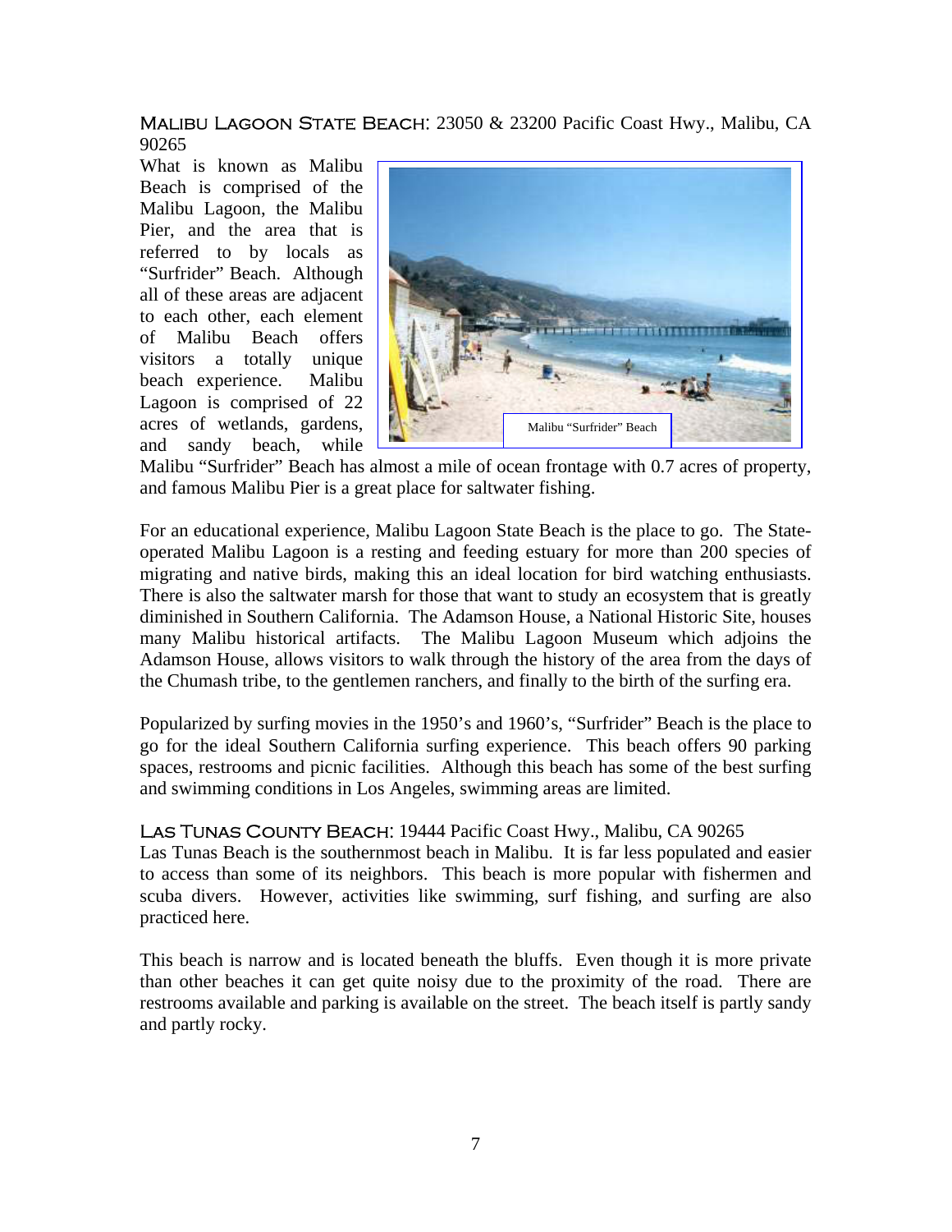## Malibu Lagoon State Beach: 23050 & 23200 Pacific Coast Hwy., Malibu, CA 90265

What is known as Malibu Beach is comprised of the Malibu Lagoon, the Malibu Pier, and the area that is referred to by locals as "Surfrider" Beach. Although all of these areas are adjacent to each other, each element of Malibu Beach offers visitors a totally unique beach experience. Malibu Lagoon is comprised of 22 acres of wetlands, gardens, and sandy beach, while Malibu "Surfrider" Beach has almost a mile of ocean frontage with 0.7 acres of property, and famous Malibu Pier is a great place for saltwater fishing.

Malibu "Surfrider" Beach

For an educational experience, Malibu Lagoon State Beach is the place to go. The State-operated Malibu Lagoon is a resting and feeding estuary for more than 200 species of migrating and native birds, making this an ideal location for bird watching enthusiasts. There is also the saltwater marsh for those that want to study an ecosystem that is greatly diminished in Southern California. The Adamson House, a National Historic Site, houses many Malibu historical artifacts. The Malibu Lagoon Museum which adjoins the Adamson House, allows visitors to walk through the history of the area from the days of the Chumash tribe, to the gentlemen ranchers, and finally to the birth of the surfing era.

Popularized by surfing movies in the 1950's and 1960's, "Surfrider" Beach is the place to go for the ideal Southern California surfing experience. This beach offers 90 parking spaces, restrooms and picnic facilities. Although this beach has some of the best surfing and swimming conditions in Los Angeles, swimming areas are limited.

## Las Tunas County Beach: 19444 Pacific Coast Hwy., Malibu, CA 90265

Las Tunas Beach is the southernmost beach in Malibu. It is far less populated and easier to access than some of its neighbors. This beach is more popular with fishermen and scuba divers. However, activities like swimming, surf fishing, and surfing are also practiced here.

This beach is narrow and is located beneath the bluffs. Even though it is more private than other beaches it can get quite noisy due to the proximity of the road. There are restrooms available and parking is available on the street. The beach itself is partly sandy and partly rocky.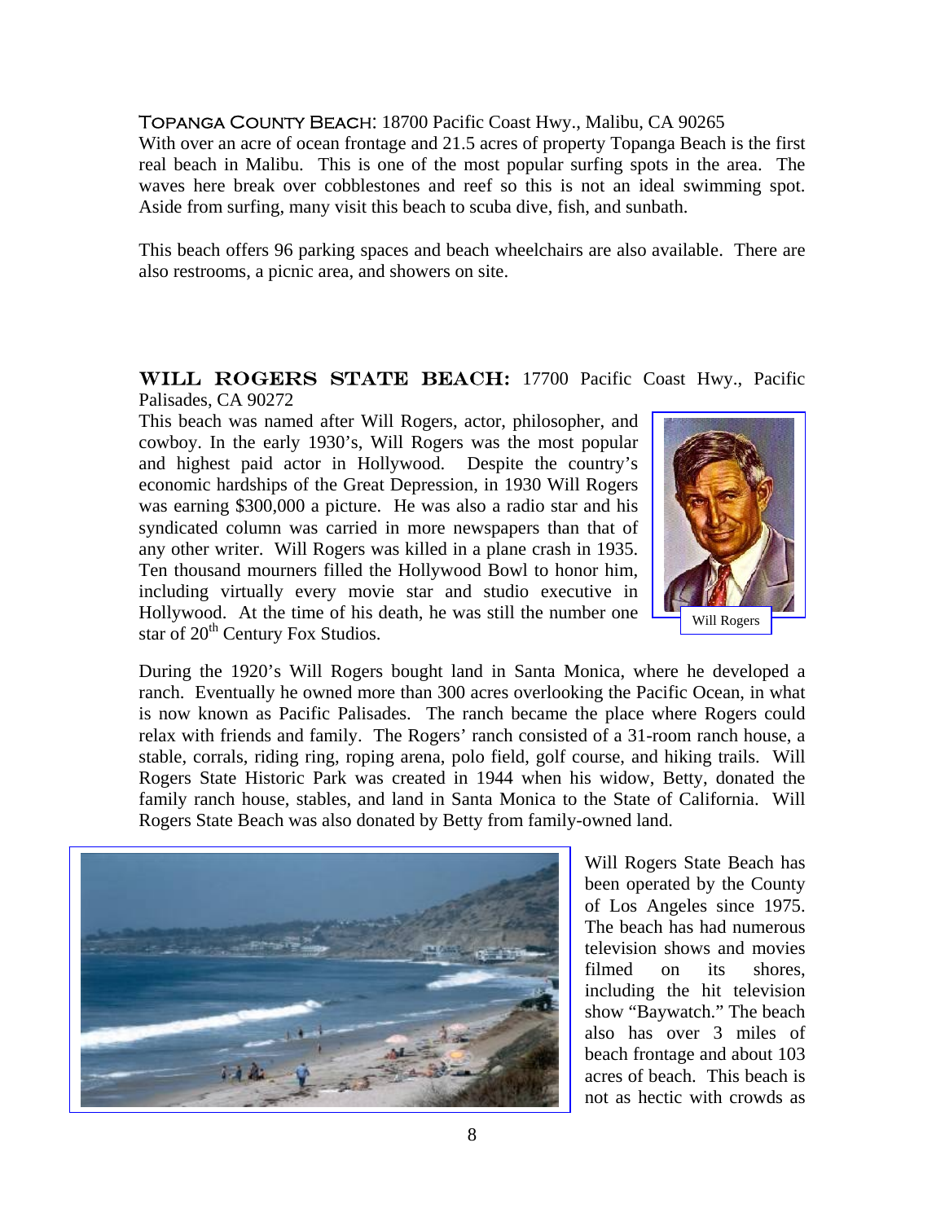**TOPANGA COUNTY BEACH**: 18700 Pacific Coast Hwy., Malibu, CA 90265
With over an acre of ocean frontage and 21.5 acres of property Topanga Beach is the first real beach in Malibu. This is one of the most popular surfing spots in the area. The waves here break over cobblestones and reef so this is not an ideal swimming spot. Aside from surfing, many visit this beach to scuba dive, fish, and sunbath.

This beach offers 96 parking spaces and beach wheelchairs are also available. There are also restrooms, a picnic area, and showers on site.

**WILL ROGERS STATE BEACH:** 17700 Pacific Coast Hwy., Pacific Palisades, CA 90272
This beach was named after Will Rogers, actor, philosopher, and cowboy. In the early 1930's, Will Rogers was the most popular and highest paid actor in Hollywood. Despite the country's economic hardships of the Great Depression, in 1930 Will Rogers was earning $300,000 a picture. He was also a radio star and his syndicated column was carried in more newspapers than that of any other writer. Will Rogers was killed in a plane crash in 1935. Ten thousand mourners filled the Hollywood Bowl to honor him, including virtually every movie star and studio executive in Hollywood. At the time of his death, he was still the number one star of 20th Century Fox Studios.

Will Rogers

During the 1920's Will Rogers bought land in Santa Monica, where he developed a ranch. Eventually he owned more than 300 acres overlooking the Pacific Ocean, in what is now known as Pacific Palisades. The ranch became the place where Rogers could relax with friends and family. The Rogers' ranch consisted of a 31-room ranch house, a stable, corrals, riding ring, roping arena, polo field, golf course, and hiking trails. Will Rogers State Historic Park was created in 1944 when his widow, Betty, donated the family ranch house, stables, and land in Santa Monica to the State of California. Will Rogers State Beach was also donated by Betty from family-owned land.

Will Rogers State Beach has been operated by the County of Los Angeles since 1975. The beach has had numerous television shows and movies filmed on its shores, including the hit television show "Baywatch." The beach also has over 3 miles of beach frontage and about 103 acres of beach. This beach is not as hectic with crowds as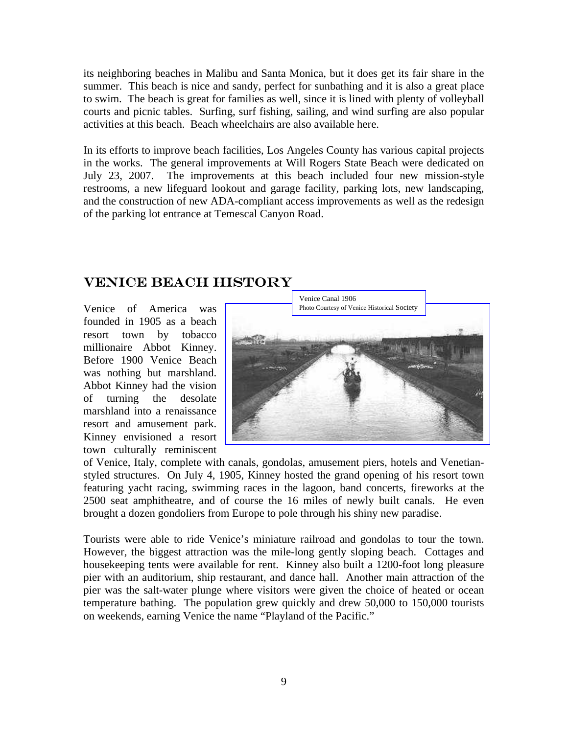its neighboring beaches in Malibu and Santa Monica, but it does get its fair share in the summer. This beach is nice and sandy, perfect for sunbathing and it is also a great place to swim. The beach is great for families as well, since it is lined with plenty of volleyball courts and picnic tables. Surfing, surf fishing, sailing, and wind surfing are also popular activities at this beach. Beach wheelchairs are also available here.

In its efforts to improve beach facilities, Los Angeles County has various capital projects in the works. The general improvements at Will Rogers State Beach were dedicated on July 23, 2007. The improvements at this beach included four new mission-style restrooms, a new lifeguard lookout and garage facility, parking lots, new landscaping, and the construction of new ADA-compliant access improvements as well as the redesign of the parking lot entrance at Temescal Canyon Road.

## VENICE BEACH HISTORY

Venice Canal 1906
Photo Courtesy of Venice Historical Society

Venice of America was founded in 1905 as a beach resort town by tobacco millionaire Abbot Kinney. Before 1900 Venice Beach was nothing but marshland. Abbot Kinney had the vision of turning the desolate marshland into a renaissance resort and amusement park. Kinney envisioned a resort town culturally reminiscent of Venice, Italy, complete with canals, gondolas, amusement piers, hotels and Venetian-styled structures. On July 4, 1905, Kinney hosted the grand opening of his resort town featuring yacht racing, swimming races in the lagoon, band concerts, fireworks at the 2500 seat amphitheatre, and of course the 16 miles of newly built canals. He even brought a dozen gondoliers from Europe to pole through his shiny new paradise.

Tourists were able to ride Venice's miniature railroad and gondolas to tour the town. However, the biggest attraction was the mile-long gently sloping beach. Cottages and housekeeping tents were available for rent. Kinney also built a 1200-foot long pleasure pier with an auditorium, ship restaurant, and dance hall. Another main attraction of the pier was the salt-water plunge where visitors were given the choice of heated or ocean temperature bathing. The population grew quickly and drew 50,000 to 150,000 tourists on weekends, earning Venice the name "Playland of the Pacific."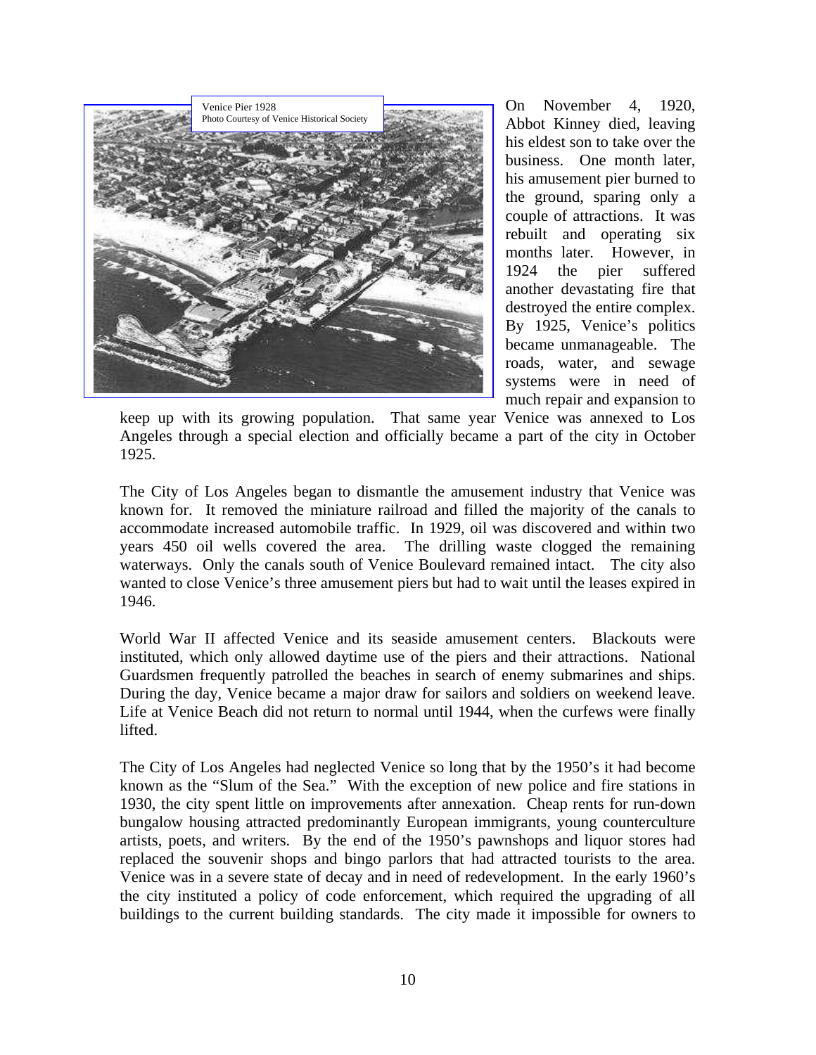Venice Pier 1928
Photo Courtesy of Venice Historical Society

On November 4, 1920, Abbot Kinney died, leaving his eldest son to take over the business. One month later, his amusement pier burned to the ground, sparing only a couple of attractions. It was rebuilt and operating six months later. However, in 1924 the pier suffered another devastating fire that destroyed the entire complex. By 1925, Venice's politics became unmanageable. The roads, water, and sewage systems were in need of much repair and expansion to keep up with its growing population. That same year Venice was annexed to Los Angeles through a special election and officially became a part of the city in October 1925.

The City of Los Angeles began to dismantle the amusement industry that Venice was known for. It removed the miniature railroad and filled the majority of the canals to accommodate increased automobile traffic. In 1929, oil was discovered and within two years 450 oil wells covered the area. The drilling waste clogged the remaining waterways. Only the canals south of Venice Boulevard remained intact. The city also wanted to close Venice's three amusement piers but had to wait until the leases expired in 1946.

World War II affected Venice and its seaside amusement centers. Blackouts were instituted, which only allowed daytime use of the piers and their attractions. National Guardsmen frequently patrolled the beaches in search of enemy submarines and ships. During the day, Venice became a major draw for sailors and soldiers on weekend leave. Life at Venice Beach did not return to normal until 1944, when the curfews were finally lifted.

The City of Los Angeles had neglected Venice so long that by the 1950's it had become known as the "Slum of the Sea." With the exception of new police and fire stations in 1930, the city spent little on improvements after annexation. Cheap rents for run-down bungalow housing attracted predominantly European immigrants, young counterculture artists, poets, and writers. By the end of the 1950's pawnshops and liquor stores had replaced the souvenir shops and bingo parlors that had attracted tourists to the area. Venice was in a severe state of decay and in need of redevelopment. In the early 1960's the city instituted a policy of code enforcement, which required the upgrading of all buildings to the current building standards. The city made it impossible for owners to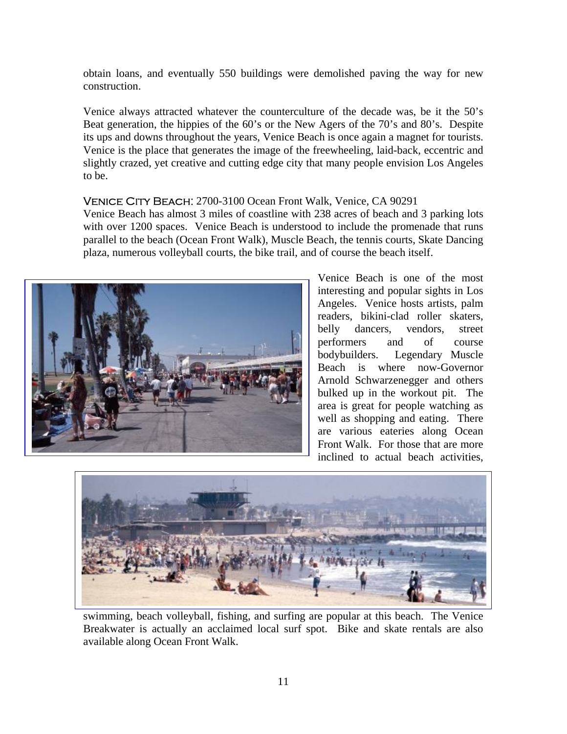obtain loans, and eventually 550 buildings were demolished paving the way for new construction.

Venice always attracted whatever the counterculture of the decade was, be it the 50's Beat generation, the hippies of the 60's or the New Agers of the 70's and 80's. Despite its ups and downs throughout the years, Venice Beach is once again a magnet for tourists. Venice is the place that generates the image of the freewheeling, laid-back, eccentric and slightly crazed, yet creative and cutting edge city that many people envision Los Angeles to be.

VENICE CITY BEACH: 2700-3100 Ocean Front Walk, Venice, CA 90291
Venice Beach has almost 3 miles of coastline with 238 acres of beach and 3 parking lots with over 1200 spaces. Venice Beach is understood to include the promenade that runs parallel to the beach (Ocean Front Walk), Muscle Beach, the tennis courts, Skate Dancing plaza, numerous volleyball courts, the bike trail, and of course the beach itself.

Venice Beach is one of the most interesting and popular sights in Los Angeles. Venice hosts artists, palm readers, bikini-clad roller skaters, belly dancers, vendors, street performers and of course bodybuilders. Legendary Muscle Beach is where now-Governor Arnold Schwarzenegger and others bulked up in the workout pit. The area is great for people watching as well as shopping and eating. There are various eateries along Ocean Front Walk. For those that are more inclined to actual beach activities, swimming, beach volleyball, fishing, and surfing are popular at this beach. The Venice Breakwater is actually an acclaimed local surf spot. Bike and skate rentals are also available along Ocean Front Walk.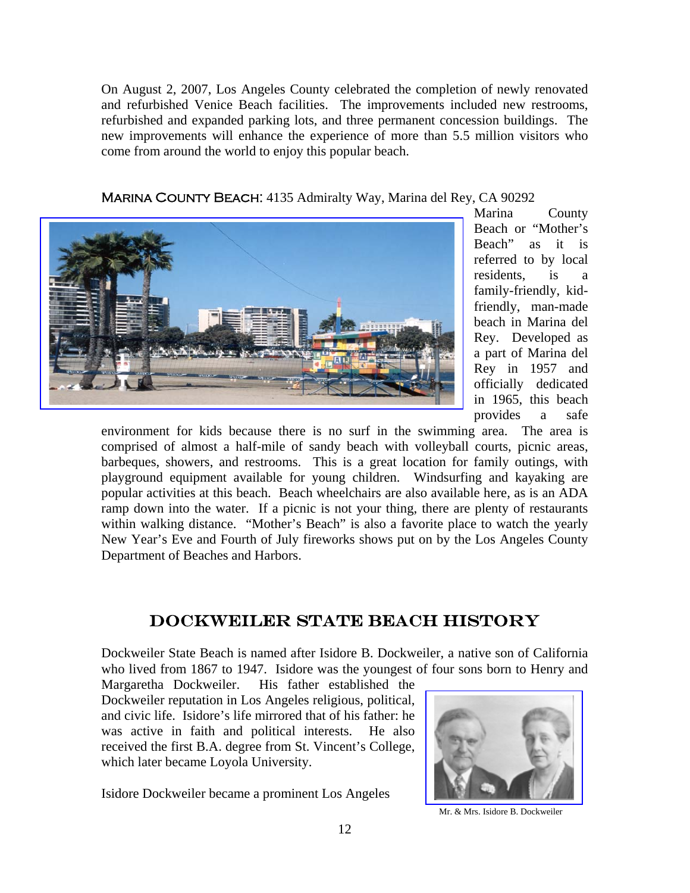On August 2, 2007, Los Angeles County celebrated the completion of newly renovated and refurbished Venice Beach facilities. The improvements included new restrooms, refurbished and expanded parking lots, and three permanent concession buildings. The new improvements will enhance the experience of more than 5.5 million visitors who come from around the world to enjoy this popular beach.

**MARINA COUNTY BEACH**: 4135 Admiralty Way, Marina del Rey, CA 90292

Marina County Beach or "Mother's Beach" as it is referred to by local residents, is a family-friendly, kid-friendly, man-made beach in Marina del Rey. Developed as a part of Marina del Rey in 1957 and officially dedicated in 1965, this beach provides a safe environment for kids because there is no surf in the swimming area. The area is comprised of almost a half-mile of sandy beach with volleyball courts, picnic areas, barbeques, showers, and restrooms. This is a great location for family outings, with playground equipment available for young children. Windsurfing and kayaking are popular activities at this beach. Beach wheelchairs are also available here, as is an ADA ramp down into the water. If a picnic is not your thing, there are plenty of restaurants within walking distance. "Mother's Beach" is also a favorite place to watch the yearly New Year's Eve and Fourth of July fireworks shows put on by the Los Angeles County Department of Beaches and Harbors.

## DOCKWEILER STATE BEACH HISTORY

Dockweiler State Beach is named after Isidore B. Dockweiler, a native son of California who lived from 1867 to 1947. Isidore was the youngest of four sons born to Henry and Margaretha Dockweiler. His father established the Dockweiler reputation in Los Angeles religious, political, and civic life. Isidore's life mirrored that of his father: he was active in faith and political interests. He also received the first B.A. degree from St. Vincent's College, which later became Loyola University.

Mr. & Mrs. Isidore B. Dockweiler

Isidore Dockweiler became a prominent Los Angeles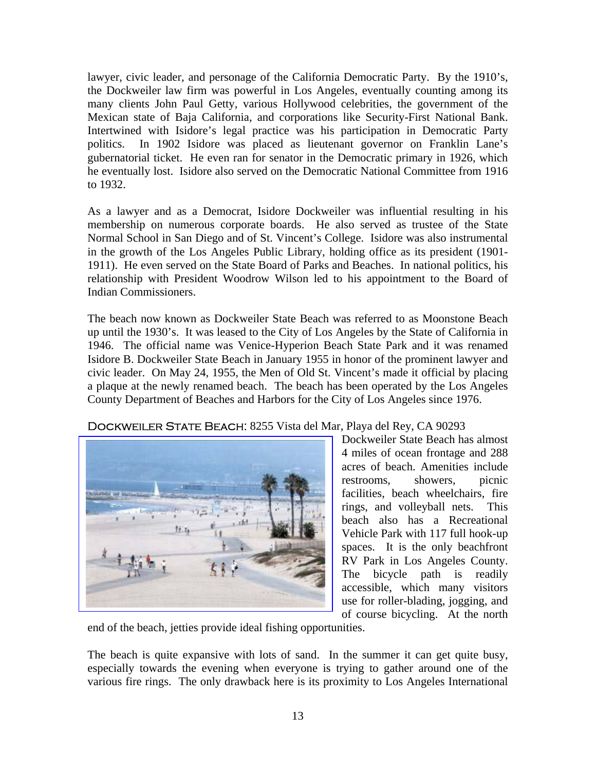lawyer, civic leader, and personage of the California Democratic Party. By the 1910's, the Dockweiler law firm was powerful in Los Angeles, eventually counting among its many clients John Paul Getty, various Hollywood celebrities, the government of the Mexican state of Baja California, and corporations like Security-First National Bank. Intertwined with Isidore's legal practice was his participation in Democratic Party politics. In 1902 Isidore was placed as lieutenant governor on Franklin Lane's gubernatorial ticket. He even ran for senator in the Democratic primary in 1926, which he eventually lost. Isidore also served on the Democratic National Committee from 1916 to 1932.

As a lawyer and as a Democrat, Isidore Dockweiler was influential resulting in his membership on numerous corporate boards. He also served as trustee of the State Normal School in San Diego and of St. Vincent's College. Isidore was also instrumental in the growth of the Los Angeles Public Library, holding office as its president (1901-1911). He even served on the State Board of Parks and Beaches. In national politics, his relationship with President Woodrow Wilson led to his appointment to the Board of Indian Commissioners.

The beach now known as Dockweiler State Beach was referred to as Moonstone Beach up until the 1930's. It was leased to the City of Los Angeles by the State of California in 1946. The official name was Venice-Hyperion Beach State Park and it was renamed Isidore B. Dockweiler State Beach in January 1955 in honor of the prominent lawyer and civic leader. On May 24, 1955, the Men of Old St. Vincent's made it official by placing a plaque at the newly renamed beach. The beach has been operated by the Los Angeles County Department of Beaches and Harbors for the City of Los Angeles since 1976.

DOCKWEILER STATE BEACH: 8255 Vista del Mar, Playa del Rey, CA 90293

Dockweiler State Beach has almost 4 miles of ocean frontage and 288 acres of beach. Amenities include restrooms, showers, picnic facilities, beach wheelchairs, fire rings, and volleyball nets. This beach also has a Recreational Vehicle Park with 117 full hook-up spaces. It is the only beachfront RV Park in Los Angeles County. The bicycle path is readily accessible, which many visitors use for roller-blading, jogging, and of course bicycling. At the north end of the beach, jetties provide ideal fishing opportunities.

The beach is quite expansive with lots of sand. In the summer it can get quite busy, especially towards the evening when everyone is trying to gather around one of the various fire rings. The only drawback here is its proximity to Los Angeles International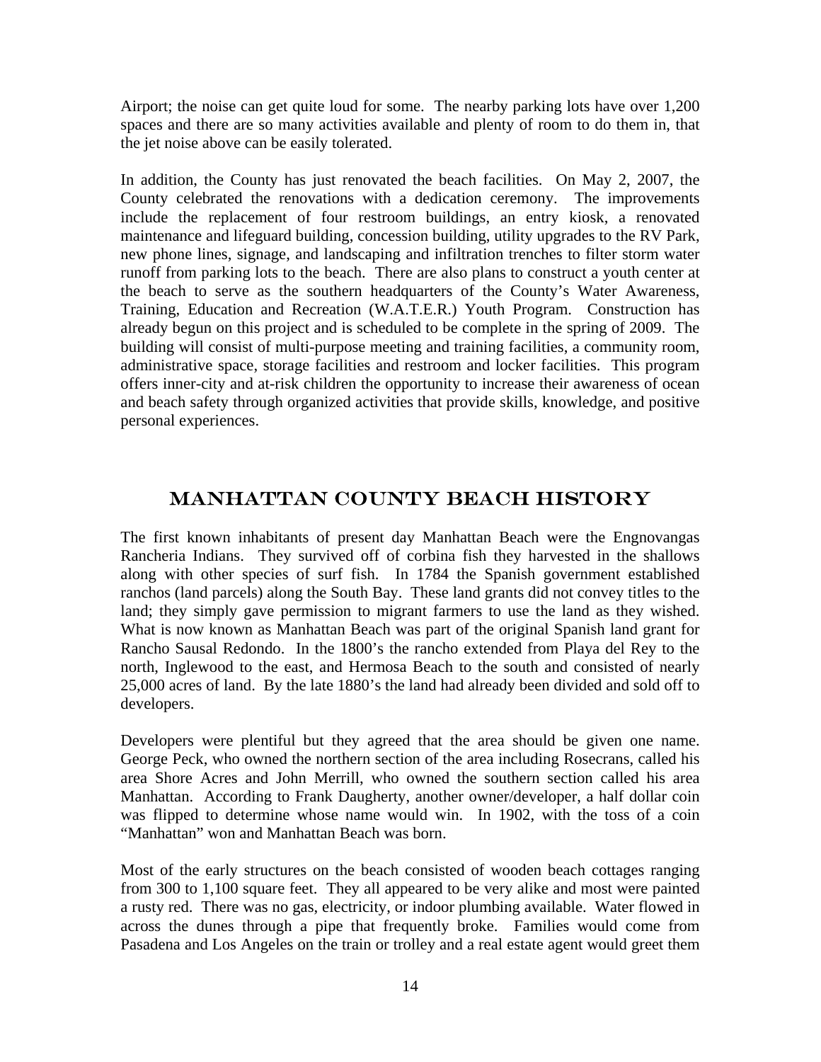Airport; the noise can get quite loud for some. The nearby parking lots have over 1,200 spaces and there are so many activities available and plenty of room to do them in, that the jet noise above can be easily tolerated.

In addition, the County has just renovated the beach facilities. On May 2, 2007, the County celebrated the renovations with a dedication ceremony. The improvements include the replacement of four restroom buildings, an entry kiosk, a renovated maintenance and lifeguard building, concession building, utility upgrades to the RV Park, new phone lines, signage, and landscaping and infiltration trenches to filter storm water runoff from parking lots to the beach. There are also plans to construct a youth center at the beach to serve as the southern headquarters of the County's Water Awareness, Training, Education and Recreation (W.A.T.E.R.) Youth Program. Construction has already begun on this project and is scheduled to be complete in the spring of 2009. The building will consist of multi-purpose meeting and training facilities, a community room, administrative space, storage facilities and restroom and locker facilities. This program offers inner-city and at-risk children the opportunity to increase their awareness of ocean and beach safety through organized activities that provide skills, knowledge, and positive personal experiences.

## Manhattan County Beach History

The first known inhabitants of present day Manhattan Beach were the Engnovangas Rancheria Indians. They survived off of corbina fish they harvested in the shallows along with other species of surf fish. In 1784 the Spanish government established ranchos (land parcels) along the South Bay. These land grants did not convey titles to the land; they simply gave permission to migrant farmers to use the land as they wished. What is now known as Manhattan Beach was part of the original Spanish land grant for Rancho Sausal Redondo. In the 1800's the rancho extended from Playa del Rey to the north, Inglewood to the east, and Hermosa Beach to the south and consisted of nearly 25,000 acres of land. By the late 1880's the land had already been divided and sold off to developers.

Developers were plentiful but they agreed that the area should be given one name. George Peck, who owned the northern section of the area including Rosecrans, called his area Shore Acres and John Merrill, who owned the southern section called his area Manhattan. According to Frank Daugherty, another owner/developer, a half dollar coin was flipped to determine whose name would win. In 1902, with the toss of a coin "Manhattan" won and Manhattan Beach was born.

Most of the early structures on the beach consisted of wooden beach cottages ranging from 300 to 1,100 square feet. They all appeared to be very alike and most were painted a rusty red. There was no gas, electricity, or indoor plumbing available. Water flowed in across the dunes through a pipe that frequently broke. Families would come from Pasadena and Los Angeles on the train or trolley and a real estate agent would greet them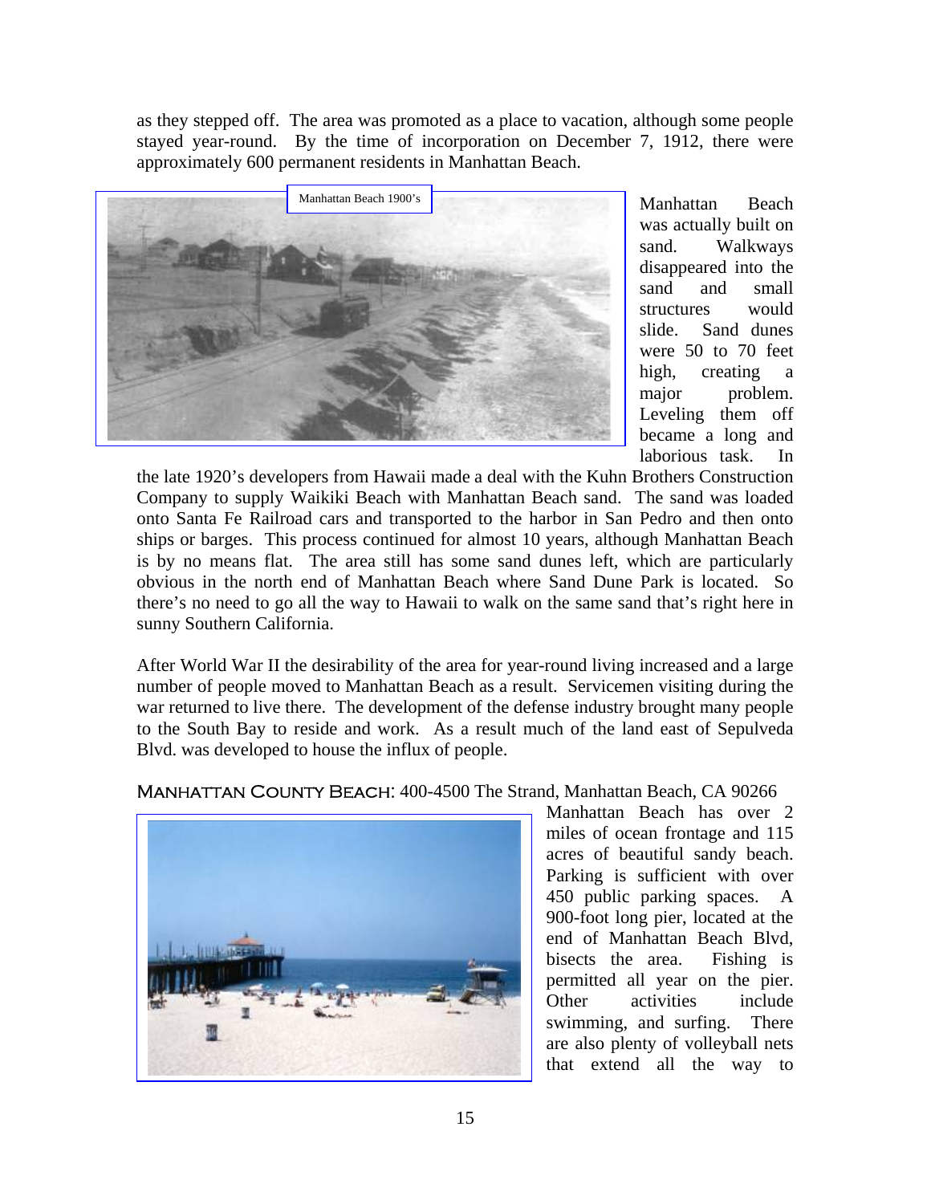as they stepped off. The area was promoted as a place to vacation, although some people stayed year-round. By the time of incorporation on December 7, 1912, there were approximately 600 permanent residents in Manhattan Beach.

Manhattan Beach 1900's

Manhattan Beach was actually built on sand. Walkways disappeared into the sand and small structures would slide. Sand dunes were 50 to 70 feet high, creating a major problem. Leveling them off became a long and laborious task. In the late 1920's developers from Hawaii made a deal with the Kuhn Brothers Construction Company to supply Waikiki Beach with Manhattan Beach sand. The sand was loaded onto Santa Fe Railroad cars and transported to the harbor in San Pedro and then onto ships or barges. This process continued for almost 10 years, although Manhattan Beach is by no means flat. The area still has some sand dunes left, which are particularly obvious in the north end of Manhattan Beach where Sand Dune Park is located. So there's no need to go all the way to Hawaii to walk on the same sand that's right here in sunny Southern California.

After World War II the desirability of the area for year-round living increased and a large number of people moved to Manhattan Beach as a result. Servicemen visiting during the war returned to live there. The development of the defense industry brought many people to the South Bay to reside and work. As a result much of the land east of Sepulveda Blvd. was developed to house the influx of people.

MANHATTAN COUNTY BEACH: 400-4500 The Strand, Manhattan Beach, CA 90266

Manhattan Beach has over 2 miles of ocean frontage and 115 acres of beautiful sandy beach. Parking is sufficient with over 450 public parking spaces. A 900-foot long pier, located at the end of Manhattan Beach Blvd, bisects the area. Fishing is permitted all year on the pier. Other activities include swimming, and surfing. There are also plenty of volleyball nets that extend all the way to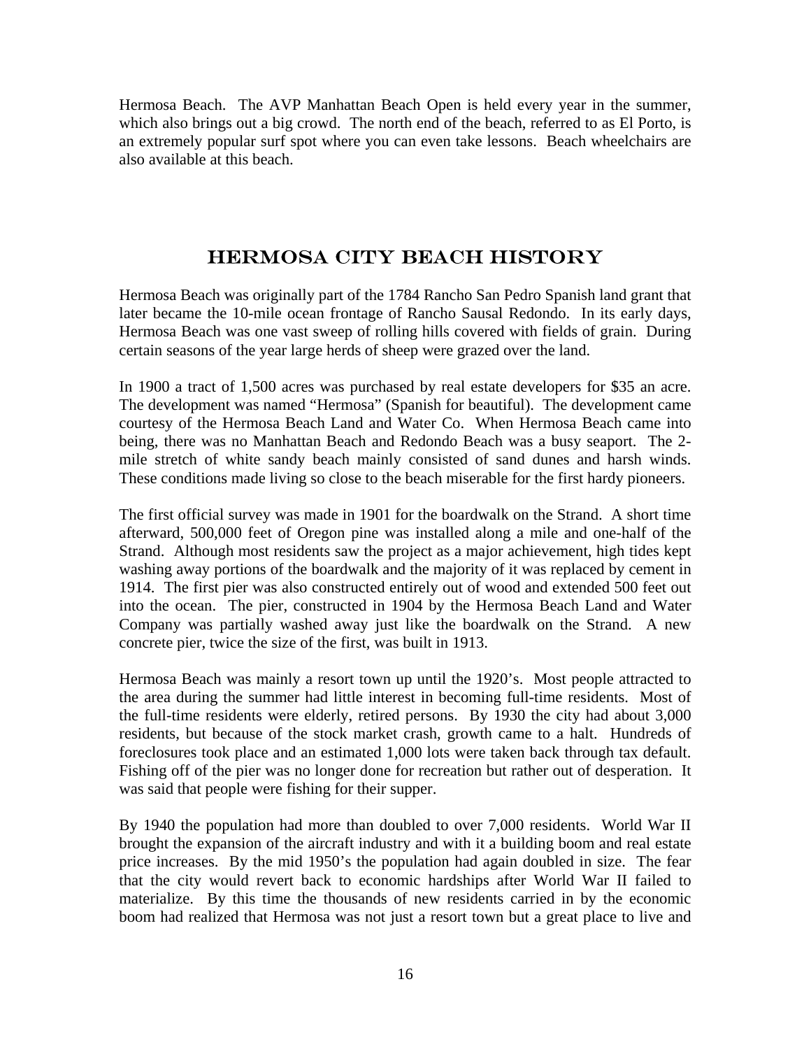Hermosa Beach. The AVP Manhattan Beach Open is held every year in the summer, which also brings out a big crowd. The north end of the beach, referred to as El Porto, is an extremely popular surf spot where you can even take lessons. Beach wheelchairs are also available at this beach.

## Hermosa City Beach History

Hermosa Beach was originally part of the 1784 Rancho San Pedro Spanish land grant that later became the 10-mile ocean frontage of Rancho Sausal Redondo. In its early days, Hermosa Beach was one vast sweep of rolling hills covered with fields of grain. During certain seasons of the year large herds of sheep were grazed over the land.

In 1900 a tract of 1,500 acres was purchased by real estate developers for $35 an acre. The development was named "Hermosa" (Spanish for beautiful). The development came courtesy of the Hermosa Beach Land and Water Co. When Hermosa Beach came into being, there was no Manhattan Beach and Redondo Beach was a busy seaport. The 2-mile stretch of white sandy beach mainly consisted of sand dunes and harsh winds. These conditions made living so close to the beach miserable for the first hardy pioneers.

The first official survey was made in 1901 for the boardwalk on the Strand. A short time afterward, 500,000 feet of Oregon pine was installed along a mile and one-half of the Strand. Although most residents saw the project as a major achievement, high tides kept washing away portions of the boardwalk and the majority of it was replaced by cement in 1914. The first pier was also constructed entirely out of wood and extended 500 feet out into the ocean. The pier, constructed in 1904 by the Hermosa Beach Land and Water Company was partially washed away just like the boardwalk on the Strand. A new concrete pier, twice the size of the first, was built in 1913.

Hermosa Beach was mainly a resort town up until the 1920's. Most people attracted to the area during the summer had little interest in becoming full-time residents. Most of the full-time residents were elderly, retired persons. By 1930 the city had about 3,000 residents, but because of the stock market crash, growth came to a halt. Hundreds of foreclosures took place and an estimated 1,000 lots were taken back through tax default. Fishing off of the pier was no longer done for recreation but rather out of desperation. It was said that people were fishing for their supper.

By 1940 the population had more than doubled to over 7,000 residents. World War II brought the expansion of the aircraft industry and with it a building boom and real estate price increases. By the mid 1950's the population had again doubled in size. The fear that the city would revert back to economic hardships after World War II failed to materialize. By this time the thousands of new residents carried in by the economic boom had realized that Hermosa was not just a resort town but a great place to live and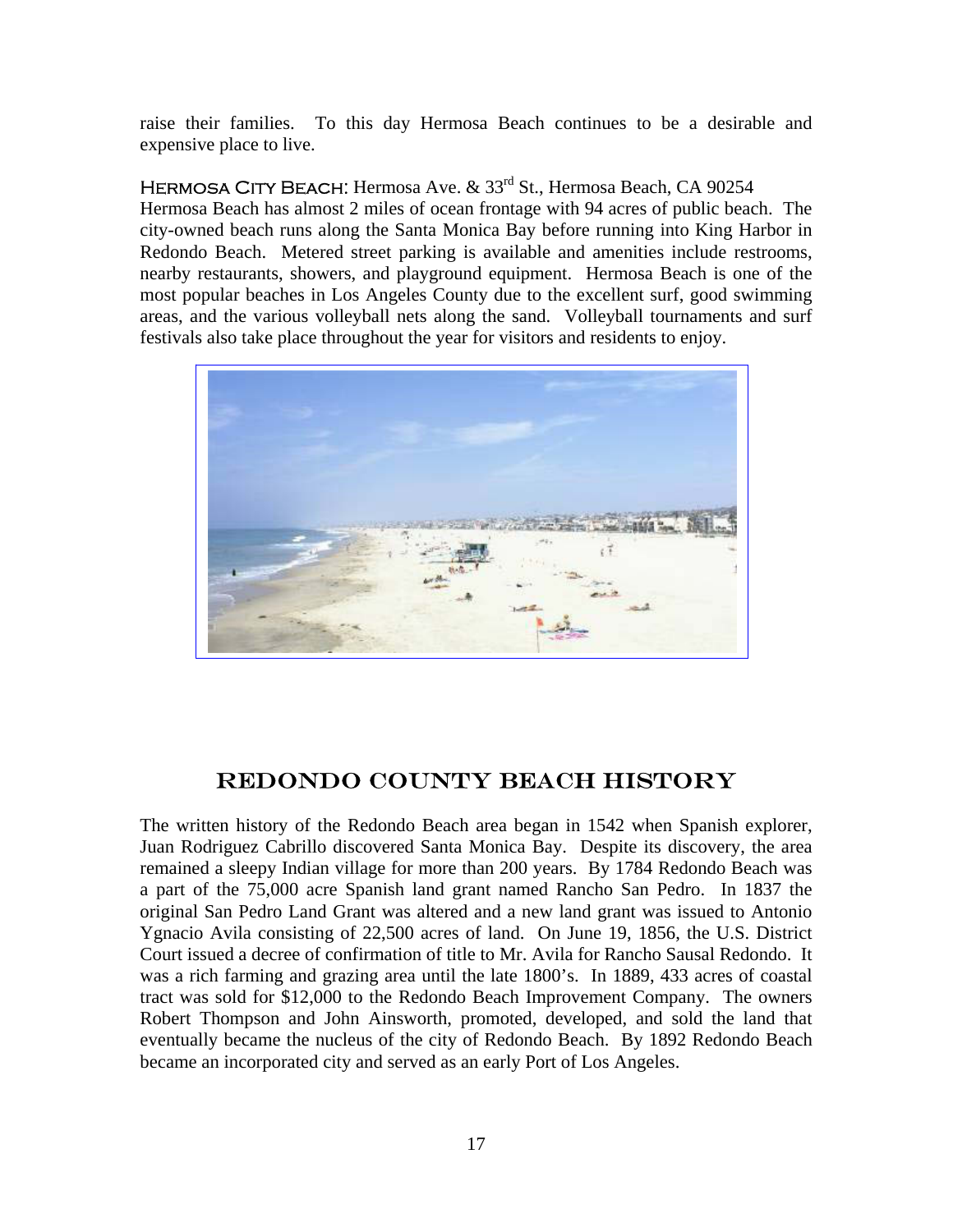raise their families. To this day Hermosa Beach continues to be a desirable and expensive place to live.

**HERMOSA CITY BEACH**: Hermosa Ave. & 33rd St., Hermosa Beach, CA 90254

Hermosa Beach has almost 2 miles of ocean frontage with 94 acres of public beach. The city-owned beach runs along the Santa Monica Bay before running into King Harbor in Redondo Beach. Metered street parking is available and amenities include restrooms, nearby restaurants, showers, and playground equipment. Hermosa Beach is one of the most popular beaches in Los Angeles County due to the excellent surf, good swimming areas, and the various volleyball nets along the sand. Volleyball tournaments and surf festivals also take place throughout the year for visitors and residents to enjoy.

## REDONDO COUNTY BEACH HISTORY

The written history of the Redondo Beach area began in 1542 when Spanish explorer, Juan Rodriguez Cabrillo discovered Santa Monica Bay. Despite its discovery, the area remained a sleepy Indian village for more than 200 years. By 1784 Redondo Beach was a part of the 75,000 acre Spanish land grant named Rancho San Pedro. In 1837 the original San Pedro Land Grant was altered and a new land grant was issued to Antonio Ygnacio Avila consisting of 22,500 acres of land. On June 19, 1856, the U.S. District Court issued a decree of confirmation of title to Mr. Avila for Rancho Sausal Redondo. It was a rich farming and grazing area until the late 1800's. In 1889, 433 acres of coastal tract was sold for $12,000 to the Redondo Beach Improvement Company. The owners Robert Thompson and John Ainsworth, promoted, developed, and sold the land that eventually became the nucleus of the city of Redondo Beach. By 1892 Redondo Beach became an incorporated city and served as an early Port of Los Angeles.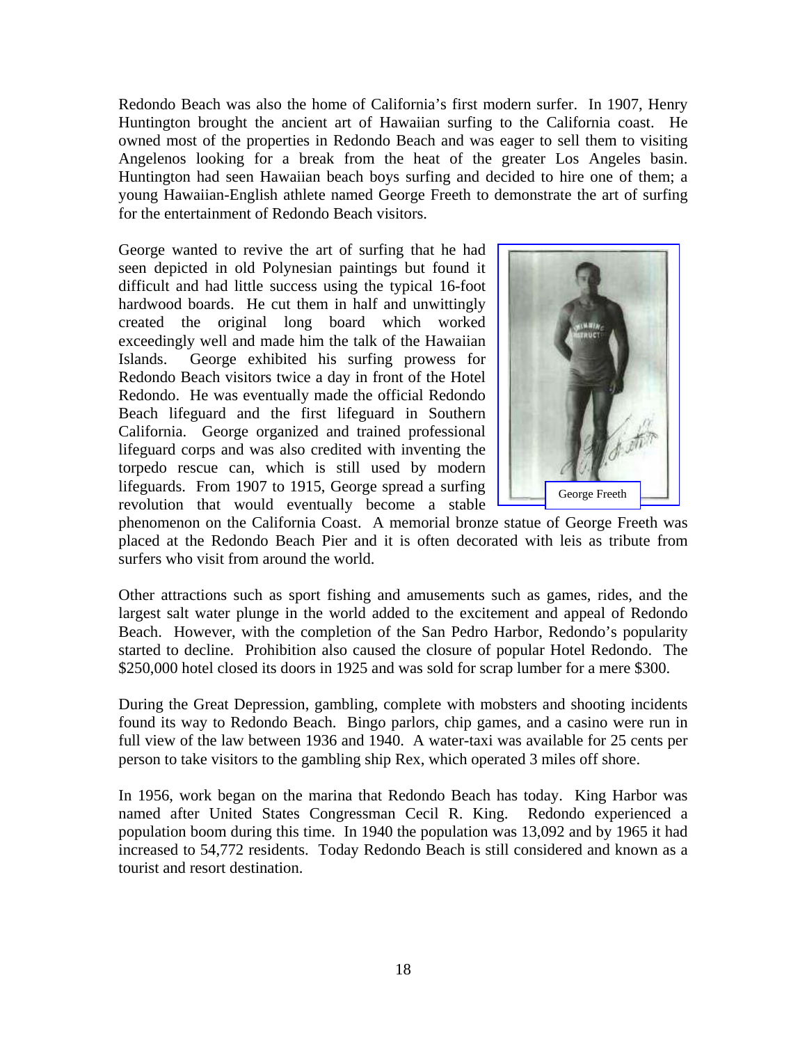Redondo Beach was also the home of California's first modern surfer. In 1907, Henry Huntington brought the ancient art of Hawaiian surfing to the California coast. He owned most of the properties in Redondo Beach and was eager to sell them to visiting Angelenos looking for a break from the heat of the greater Los Angeles basin. Huntington had seen Hawaiian beach boys surfing and decided to hire one of them; a young Hawaiian-English athlete named George Freeth to demonstrate the art of surfing for the entertainment of Redondo Beach visitors.

George wanted to revive the art of surfing that he had seen depicted in old Polynesian paintings but found it difficult and had little success using the typical 16-foot hardwood boards. He cut them in half and unwittingly created the original long board which worked exceedingly well and made him the talk of the Hawaiian Islands. George exhibited his surfing prowess for Redondo Beach visitors twice a day in front of the Hotel Redondo. He was eventually made the official Redondo Beach lifeguard and the first lifeguard in Southern California. George organized and trained professional lifeguard corps and was also credited with inventing the torpedo rescue can, which is still used by modern lifeguards. From 1907 to 1915, George spread a surfing revolution that would eventually become a stable phenomenon on the California Coast. A memorial bronze statue of George Freeth was placed at the Redondo Beach Pier and it is often decorated with leis as tribute from surfers who visit from around the world.

George Freeth

Other attractions such as sport fishing and amusements such as games, rides, and the largest salt water plunge in the world added to the excitement and appeal of Redondo Beach. However, with the completion of the San Pedro Harbor, Redondo's popularity started to decline. Prohibition also caused the closure of popular Hotel Redondo. The $250,000 hotel closed its doors in 1925 and was sold for scrap lumber for a mere $300.

During the Great Depression, gambling, complete with mobsters and shooting incidents found its way to Redondo Beach. Bingo parlors, chip games, and a casino were run in full view of the law between 1936 and 1940. A water-taxi was available for 25 cents per person to take visitors to the gambling ship Rex, which operated 3 miles off shore.

In 1956, work began on the marina that Redondo Beach has today. King Harbor was named after United States Congressman Cecil R. King. Redondo experienced a population boom during this time. In 1940 the population was 13,092 and by 1965 it had increased to 54,772 residents. Today Redondo Beach is still considered and known as a tourist and resort destination.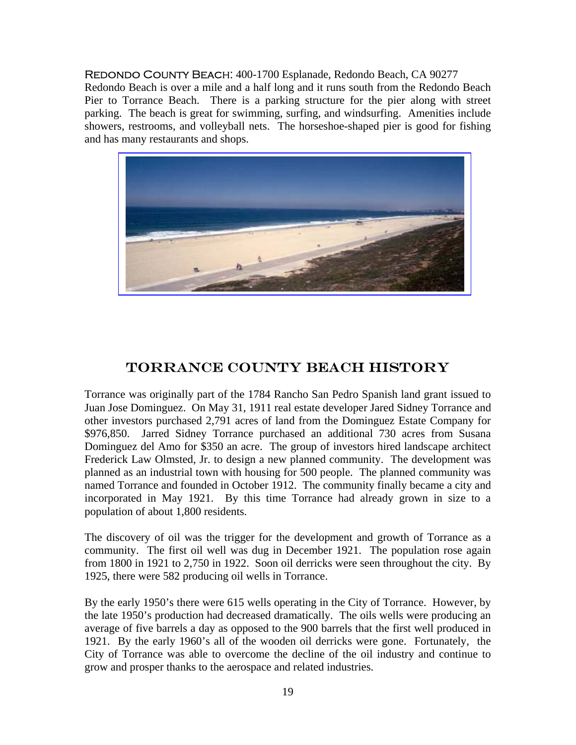**Redondo County Beach**: 400-1700 Esplanade, Redondo Beach, CA 90277

Redondo Beach is over a mile and a half long and it runs south from the Redondo Beach Pier to Torrance Beach. There is a parking structure for the pier along with street parking. The beach is great for swimming, surfing, and windsurfing. Amenities include showers, restrooms, and volleyball nets. The horseshoe-shaped pier is good for fishing and has many restaurants and shops.

## Torrance County Beach History

Torrance was originally part of the 1784 Rancho San Pedro Spanish land grant issued to Juan Jose Dominguez. On May 31, 1911 real estate developer Jared Sidney Torrance and other investors purchased 2,791 acres of land from the Dominguez Estate Company for $976,850. Jarred Sidney Torrance purchased an additional 730 acres from Susana Dominguez del Amo for $350 an acre. The group of investors hired landscape architect Frederick Law Olmsted, Jr. to design a new planned community. The development was planned as an industrial town with housing for 500 people. The planned community was named Torrance and founded in October 1912. The community finally became a city and incorporated in May 1921. By this time Torrance had already grown in size to a population of about 1,800 residents.

The discovery of oil was the trigger for the development and growth of Torrance as a community. The first oil well was dug in December 1921. The population rose again from 1800 in 1921 to 2,750 in 1922. Soon oil derricks were seen throughout the city. By 1925, there were 582 producing oil wells in Torrance.

By the early 1950's there were 615 wells operating in the City of Torrance. However, by the late 1950's production had decreased dramatically. The oils wells were producing an average of five barrels a day as opposed to the 900 barrels that the first well produced in 1921. By the early 1960's all of the wooden oil derricks were gone. Fortunately, the City of Torrance was able to overcome the decline of the oil industry and continue to grow and prosper thanks to the aerospace and related industries.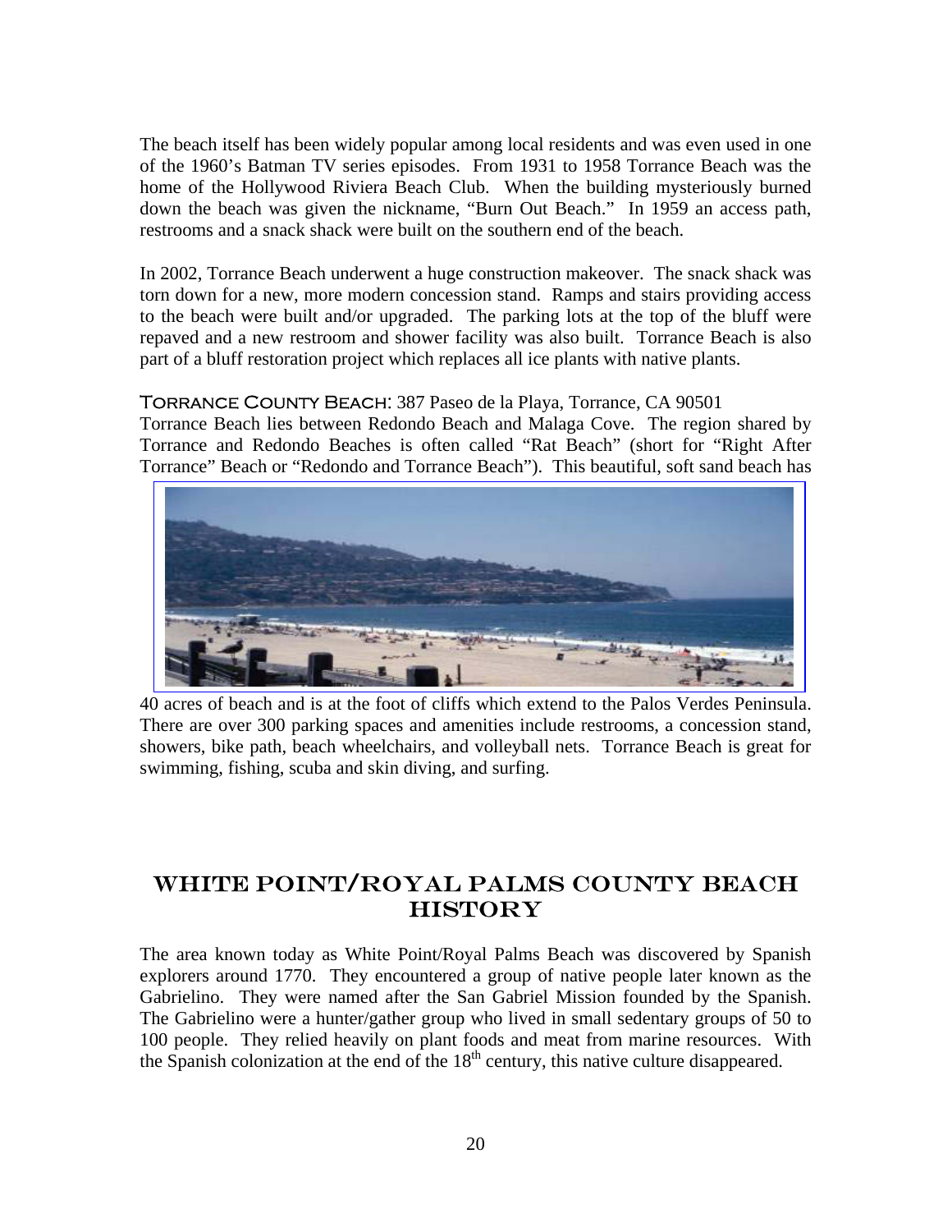The beach itself has been widely popular among local residents and was even used in one of the 1960's Batman TV series episodes. From 1931 to 1958 Torrance Beach was the home of the Hollywood Riviera Beach Club. When the building mysteriously burned down the beach was given the nickname, "Burn Out Beach." In 1959 an access path, restrooms and a snack shack were built on the southern end of the beach.

In 2002, Torrance Beach underwent a huge construction makeover. The snack shack was torn down for a new, more modern concession stand. Ramps and stairs providing access to the beach were built and/or upgraded. The parking lots at the top of the bluff were repaved and a new restroom and shower facility was also built. Torrance Beach is also part of a bluff restoration project which replaces all ice plants with native plants.

**Torrance County Beach**: 387 Paseo de la Playa, Torrance, CA 90501
Torrance Beach lies between Redondo Beach and Malaga Cove. The region shared by Torrance and Redondo Beaches is often called "Rat Beach" (short for "Right After Torrance" Beach or "Redondo and Torrance Beach"). This beautiful, soft sand beach has 40 acres of beach and is at the foot of cliffs which extend to the Palos Verdes Peninsula. There are over 300 parking spaces and amenities include restrooms, a concession stand, showers, bike path, beach wheelchairs, and volleyball nets. Torrance Beach is great for swimming, fishing, scuba and skin diving, and surfing.

## White Point/Royal Palms County Beach History

The area known today as White Point/Royal Palms Beach was discovered by Spanish explorers around 1770. They encountered a group of native people later known as the Gabrielino. They were named after the San Gabriel Mission founded by the Spanish. The Gabrielino were a hunter/gather group who lived in small sedentary groups of 50 to 100 people. They relied heavily on plant foods and meat from marine resources. With the Spanish colonization at the end of the 18th century, this native culture disappeared.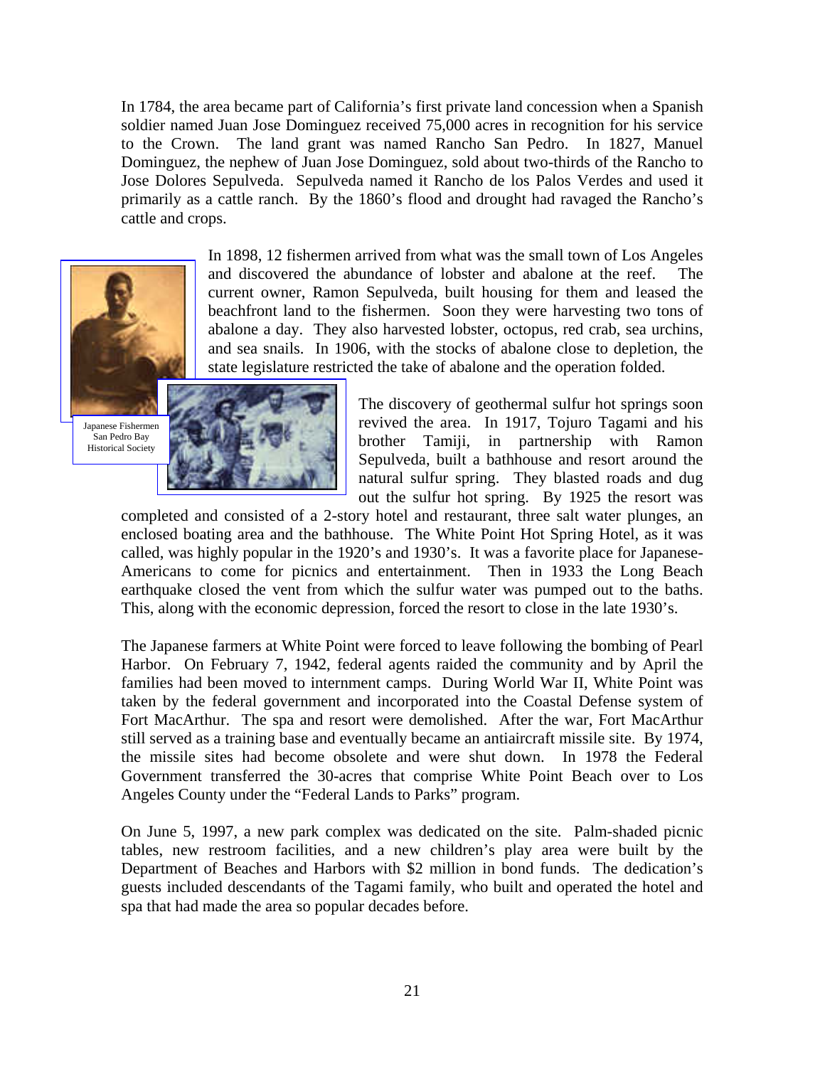In 1784, the area became part of California's first private land concession when a Spanish soldier named Juan Jose Dominguez received 75,000 acres in recognition for his service to the Crown. The land grant was named Rancho San Pedro. In 1827, Manuel Dominguez, the nephew of Juan Jose Dominguez, sold about two-thirds of the Rancho to Jose Dolores Sepulveda. Sepulveda named it Rancho de los Palos Verdes and used it primarily as a cattle ranch. By the 1860's flood and drought had ravaged the Rancho's cattle and crops.

In 1898, 12 fishermen arrived from what was the small town of Los Angeles and discovered the abundance of lobster and abalone at the reef. The current owner, Ramon Sepulveda, built housing for them and leased the beachfront land to the fishermen. Soon they were harvesting two tons of abalone a day. They also harvested lobster, octopus, red crab, sea urchins, and sea snails. In 1906, with the stocks of abalone close to depletion, the state legislature restricted the take of abalone and the operation folded.

Japanese Fishermen
San Pedro Bay
Historical Society

The discovery of geothermal sulfur hot springs soon revived the area. In 1917, Tojuro Tagami and his brother Tamiji, in partnership with Ramon Sepulveda, built a bathhouse and resort around the natural sulfur spring. They blasted roads and dug out the sulfur hot spring. By 1925 the resort was completed and consisted of a 2-story hotel and restaurant, three salt water plunges, an enclosed boating area and the bathhouse. The White Point Hot Spring Hotel, as it was called, was highly popular in the 1920's and 1930's. It was a favorite place for Japanese-Americans to come for picnics and entertainment. Then in 1933 the Long Beach earthquake closed the vent from which the sulfur water was pumped out to the baths. This, along with the economic depression, forced the resort to close in the late 1930's.

The Japanese farmers at White Point were forced to leave following the bombing of Pearl Harbor. On February 7, 1942, federal agents raided the community and by April the families had been moved to internment camps. During World War II, White Point was taken by the federal government and incorporated into the Coastal Defense system of Fort MacArthur. The spa and resort were demolished. After the war, Fort MacArthur still served as a training base and eventually became an antiaircraft missile site. By 1974, the missile sites had become obsolete and were shut down. In 1978 the Federal Government transferred the 30-acres that comprise White Point Beach over to Los Angeles County under the "Federal Lands to Parks" program.

On June 5, 1997, a new park complex was dedicated on the site. Palm-shaded picnic tables, new restroom facilities, and a new children's play area were built by the Department of Beaches and Harbors with $2 million in bond funds. The dedication's guests included descendants of the Tagami family, who built and operated the hotel and spa that had made the area so popular decades before.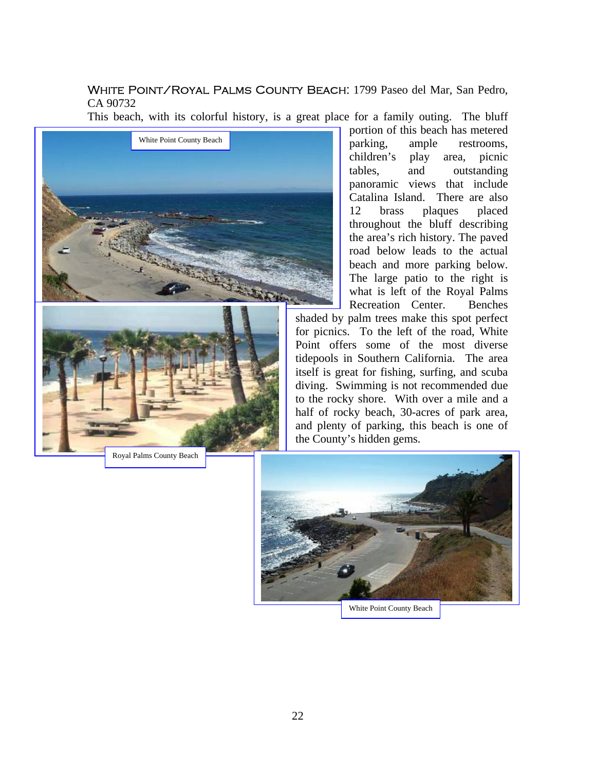**WHITE POINT/ROYAL PALMS COUNTY BEACH**: 1799 Paseo del Mar, San Pedro, CA 90732

This beach, with its colorful history, is a great place for a family outing. The bluff portion of this beach has metered parking, ample restrooms, children's play area, picnic tables, and outstanding panoramic views that include Catalina Island. There are also 12 brass plaques placed throughout the bluff describing the area's rich history. The paved road below leads to the actual beach and more parking below. The large patio to the right is what is left of the Royal Palms Recreation Center. Benches shaded by palm trees make this spot perfect for picnics. To the left of the road, White Point offers some of the most diverse tidepools in Southern California. The area itself is great for fishing, surfing, and scuba diving. Swimming is not recommended due to the rocky shore. With over a mile and a half of rocky beach, 30-acres of park area, and plenty of parking, this beach is one of the County's hidden gems.

White Point County Beach

Royal Palms County Beach

White Point County Beach